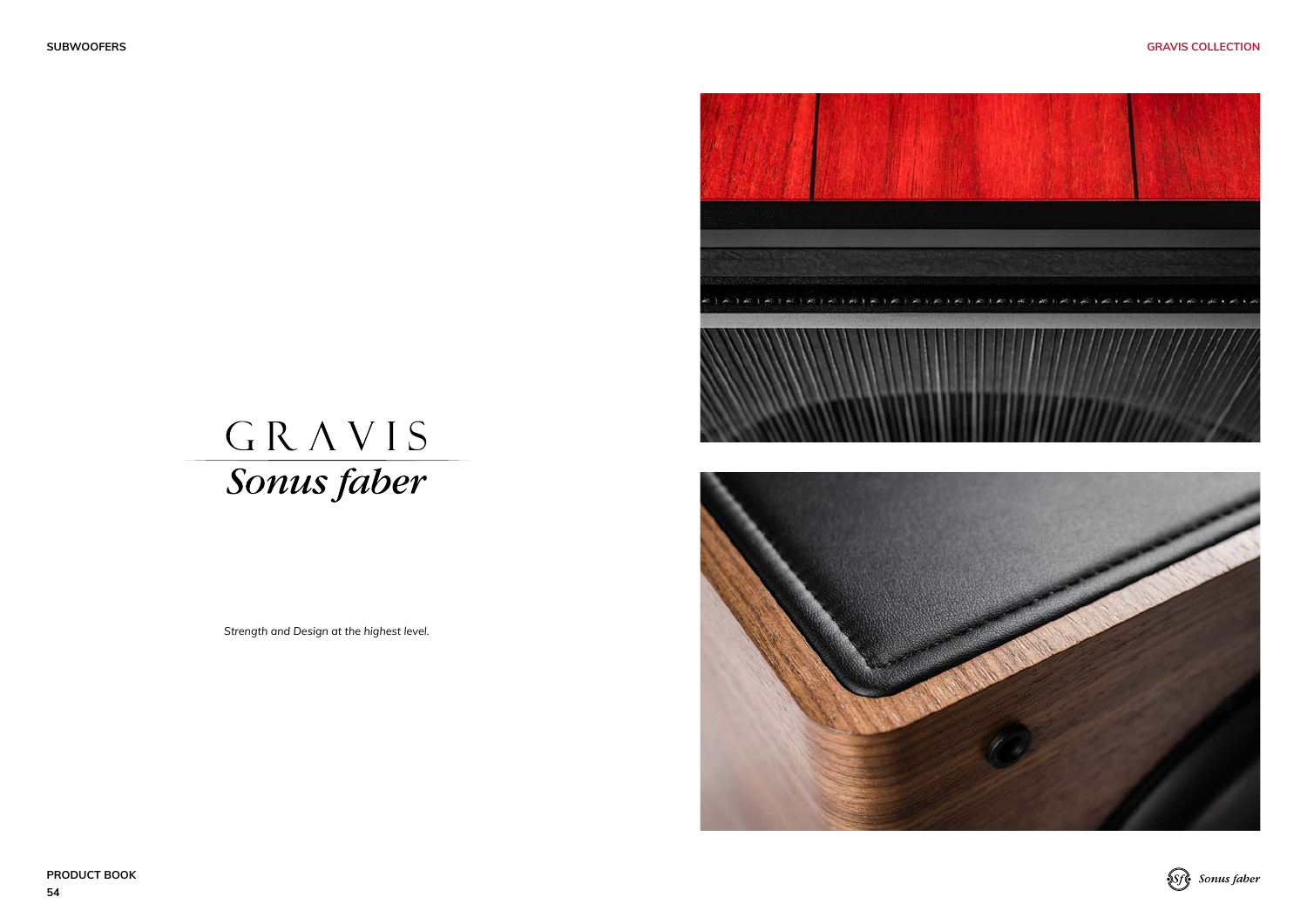# GRAVIS

## *Sonus faber*

*Strength and Design at the highest level.*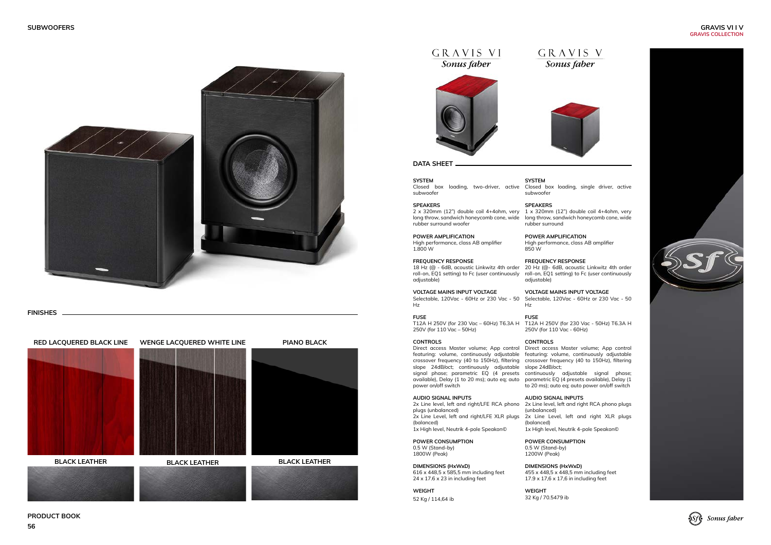# SUBWOOFERS

## GRAVIS VI I V
**GRAVIS COLLECTION**

## FINISHES

| RED LACQUERED BLACK LINE | WENGE LACQUERED WHITE LINE | PIANO BLACK |
|---|---|---|
| BLACK LEATHER | BLACK LEATHER | BLACK LEATHER |

GRAVIS VI
*Sonus faber*

GRAVIS V
*Sonus faber*

## DATA SHEET

| | GRAVIS VI | GRAVIS V |
|---|---|---|
| **SYSTEM** | Closed box loading, two-driver, active subwoofer | Closed box loading, single driver, active subwoofer |
| **SPEAKERS** | 2 x 320mm (12") double coil 4+4ohm, very long throw, sandwich honeycomb cone, wide rubber surround woofer | 1 x 320mm (12") double coil 4+4ohm, very long throw, sandwich honeycomb cone, wide rubber surround |
| **POWER AMPLIFICATION** | High performance, class AB amplifier 1.800 W | High performance, class AB amplifier 850 W |
| **FREQUENCY RESPONSE** | 18 Hz (@ - 6dB, acoustic Linkwitz 4th order roll-on, EQ1 setting) to Fc (user continuously adjustable) | 20 Hz (@- 6dB, acoustic Linkwitz 4th order roll-on, EQ1 setting) to Fc (user continuously adjustable) |
| **VOLTAGE MAINS INPUT VOLTAGE** | Selectable, 120Vac - 60Hz or 230 Vac - 50 Hz | Selectable, 120Vac - 60Hz or 230 Vac - 50 Hz |
| **FUSE** | T12A H 250V (for 230 Vac – 60Hz) T6.3A H 250V (for 110 Vac – 50Hz) | T12A H 250V (for 230 Vac - 50Hz) T6.3A H 250V (for 110 Vac - 60Hz) |
| **CONTROLS** | Direct access Master volume; App control featuring: volume, continuously adjustable crossover frequency (40 to 150Hz), filtering slope 24dB/oct; continuously adjustable signal phase; parametric EQ (4 presets available), Delay (1 to 20 ms); auto eq; auto power on/off switch | Direct access Master volume; App control featuring: volume, continuously adjustable crossover frequency (40 to 150Hz), filtering slope 24dB/oct; continuously adjustable signal phase; parametric EQ (4 presets available), Delay (1 to 20 ms); auto eq; auto power on/off switch |
| **AUDIO SIGNAL INPUTS** | 2x Line level, left and right/LFE RCA phono plugs (unbalanced)<br>2x Line Level, left and right/LFE XLR plugs (balanced)<br>1x High level, Neutrik 4-pole Speakon© | 2x Line level, left and right RCA phono plugs (unbalanced)<br>2x Line Level, left and right XLR plugs (balanced)<br>1x High level, Neutrik 4-pole Speakon© |
| **POWER CONSUMPTION** | 0.5 W (Stand-by)<br>1800W (Peak) | 0.5 W (Stand-by)<br>1200W (Peak) |
| **DIMENSIONS (HxWxD)** | 616 x 448,5 x 585,5 mm including feet<br>24 x 17.6 x 23 in including feet | 455 x 448,5 x 448,5 mm including feet<br>17.9 x 17,6 x 17,6 in including feet |
| **WEIGHT** | 52 Kg / 114,64 ib | 32 Kg / 70.5479 ib |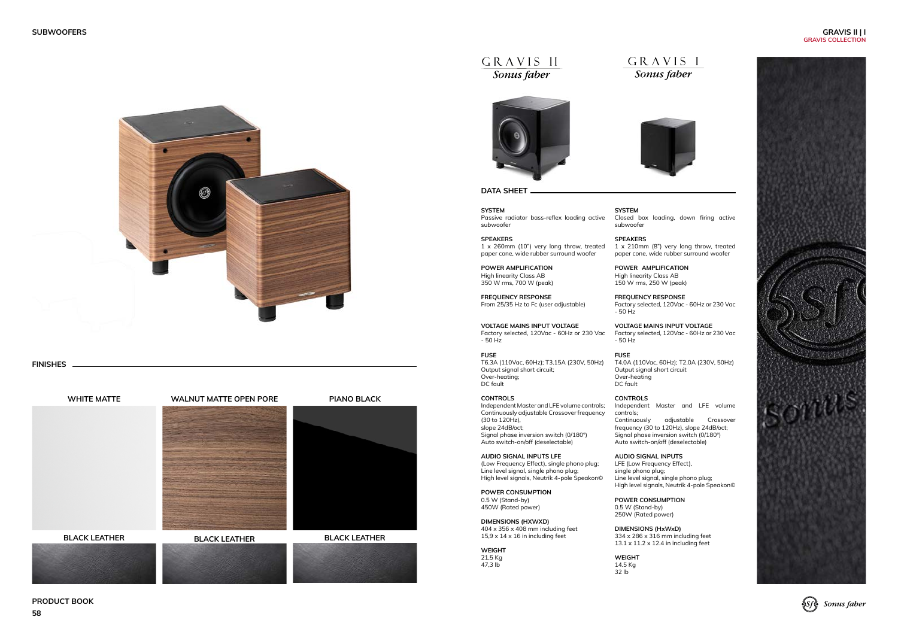# SUBWOOFERS

## GRAVIS II | I
GRAVIS COLLECTION

## FINISHES

| WHITE MATTE | WALNUT MATTE OPEN PORE | PIANO BLACK |
|---|---|---|
| BLACK LEATHER | BLACK LEATHER | BLACK LEATHER |

GRAVIS II
*Sonus faber*

GRAVIS I
*Sonus faber*

## DATA SHEET

### GRAVIS II

**SYSTEM**
Passive radiator bass-reflex loading active subwoofer

**SPEAKERS**
1 x 260mm (10") very long throw, treated paper cone, wide rubber surround woofer

**POWER AMPLIFICATION**
High linearity Class AB
350 W rms, 700 W (peak)

**FREQUENCY RESPONSE**
From 25/35 Hz to Fc (user adjustable)

**VOLTAGE MAINS INPUT VOLTAGE**
Factory selected, 120Vac - 60Hz or 230 Vac - 50 Hz

**FUSE**
T6.3A (110Vac, 60Hz); T3.15A (230V, 50Hz)
Output signal short circuit;
Over-heating;
DC fault

**CONTROLS**
Independent Master and LFE volume controls;
Continuously adjustable Crossover frequency (30 to 120Hz),
slope 24dB/oct;
Signal phase inversion switch (0/180°)
Auto switch-on/off (deselectable)

**AUDIO SIGNAL INPUTS LFE**
(Low Frequency Effect), single phono plug;
Line level signal, single phono plug;
High level signals, Neutrik 4-pole Speakon©

**POWER CONSUMPTION**
0.5 W (Stand-by)
450W (Rated power)

**DIMENSIONS (HXWXD)**
404 x 356 x 408 mm including feet
15,9 x 14 x 16 in including feet

**WEIGHT**
21,5 Kg
47,3 lb

### GRAVIS I

**SYSTEM**
Closed box loading, down firing active subwoofer

**SPEAKERS**
1 x 210mm (8") very long throw, treated paper cone, wide rubber surround woofer

**POWER AMPLIFICATION**
High linearity Class AB
150 W rms, 250 W (peak)

**FREQUENCY RESPONSE**
Factory selected, 120Vac - 60Hz or 230 Vac - 50 Hz

**VOLTAGE MAINS INPUT VOLTAGE**
Factory selected, 120Vac - 60Hz or 230 Vac - 50 Hz

**FUSE**
T4.0A (110Vac, 60Hz); T2.0A (230V, 50Hz)
Output signal short circuit
Over-heating
DC fault

**CONTROLS**
Independent Master and LFE volume controls;
Continuously adjustable Crossover frequency (30 to 120Hz), slope 24dB/oct;
Signal phase inversion switch (0/180°)
Auto switch-on/off (deselectable)

**AUDIO SIGNAL INPUTS**
LFE (Low Frequency Effect),
single phono plug;
Line level signal, single phono plug;
High level signals, Neutrik 4-pole Speakon©

**POWER CONSUMPTION**
0.5 W (Stand-by)
250W (Rated power)

**DIMENSIONS (HxWxD)**
334 x 286 x 316 mm including feet
13.1 x 11.2 x 12.4 in including feet

**WEIGHT**
14.5 Kg
32 lb